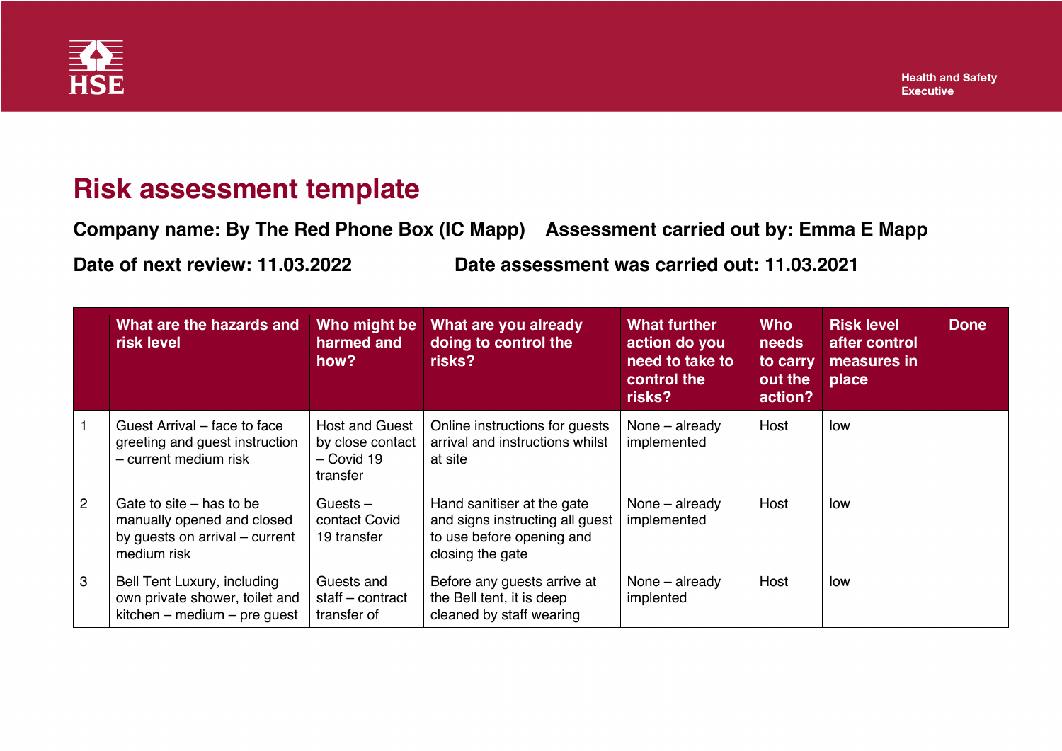# Risk assessment template

**Company name: By The Red Phone Box (IC Mapp)** **Assessment carried out by: Emma E Mapp**

**Date of next review: 11.03.2022** **Date assessment was carried out: 11.03.2021**

| | What are the hazards and risk level | Who might be harmed and how? | What are you already doing to control the risks? | What further action do you need to take to control the risks? | Who needs to carry out the action? | Risk level after control measures in place | Done |
|---|---|---|---|---|---|---|---|
| 1 | Guest Arrival – face to face greeting and guest instruction – current medium risk | Host and Guest by close contact – Covid 19 transfer | Online instructions for guests arrival and instructions whilst at site | None – already implemented | Host | low | |
| 2 | Gate to site – has to be manually opened and closed by guests on arrival – current medium risk | Guests – contact Covid 19 transfer | Hand sanitiser at the gate and signs instructing all guest to use before opening and closing the gate | None – already implemented | Host | low | |
| 3 | Bell Tent Luxury, including own private shower, toilet and kitchen – medium – pre guest | Guests and staff – contract transfer of | Before any guests arrive at the Bell tent, it is deep cleaned by staff wearing | None – already implented | Host | low | |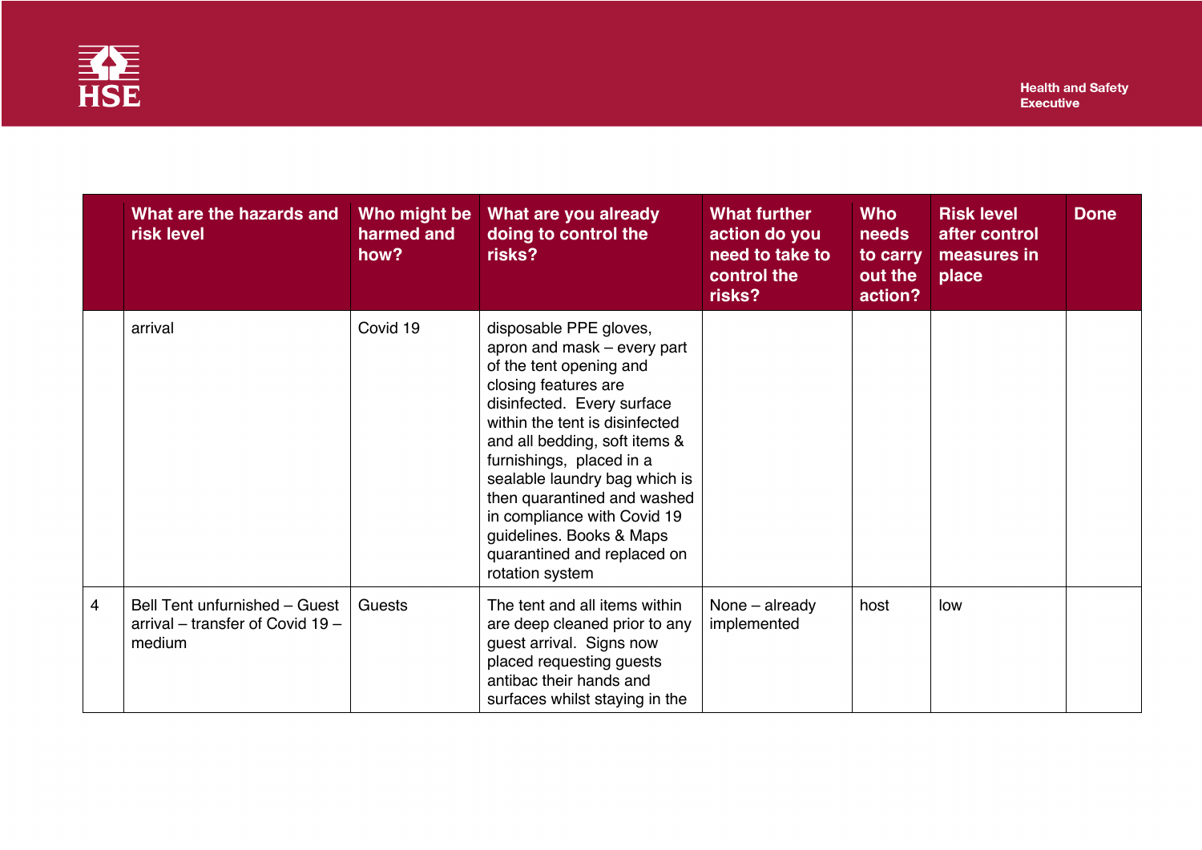|  | What are the hazards and risk level | Who might be harmed and how? | What are you already doing to control the risks? | What further action do you need to take to control the risks? | Who needs to carry out the action? | Risk level after control measures in place | Done |
|---|---|---|---|---|---|---|---|
|  | arrival | Covid 19 | disposable PPE gloves, apron and mask – every part of the tent opening and closing features are disinfected. Every surface within the tent is disinfected and all bedding, soft items & furnishings, placed in a sealable laundry bag which is then quarantined and washed in compliance with Covid 19 guidelines. Books & Maps quarantined and replaced on rotation system |  |  |  |  |
| 4 | Bell Tent unfurnished – Guest arrival – transfer of Covid 19 – medium | Guests | The tent and all items within are deep cleaned prior to any guest arrival. Signs now placed requesting guests antibac their hands and surfaces whilst staying in the | None – already implemented | host | low |  |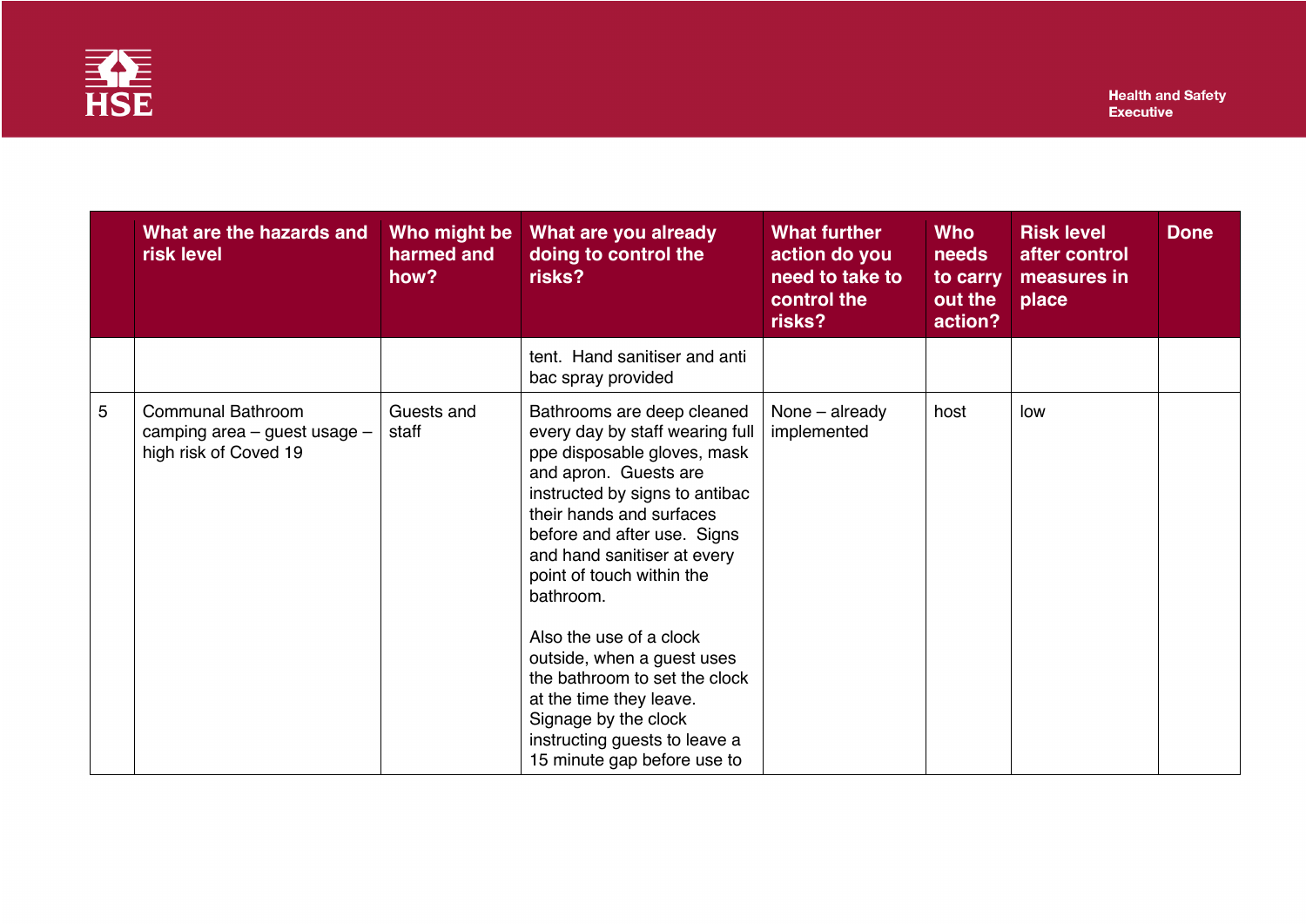| | What are the hazards and risk level | Who might be harmed and how? | What are you already doing to control the risks? | What further action do you need to take to control the risks? | Who needs to carry out the action? | Risk level after control measures in place | Done |
|---|---|---|---|---|---|---|---|
| | | | tent. Hand sanitiser and anti bac spray provided | | | | |
| 5 | Communal Bathroom camping area – guest usage – high risk of Coved 19 | Guests and staff | Bathrooms are deep cleaned every day by staff wearing full ppe disposable gloves, mask and apron. Guests are instructed by signs to antibac their hands and surfaces before and after use. Signs and hand sanitiser at every point of touch within the bathroom.<br><br>Also the use of a clock outside, when a guest uses the bathroom to set the clock at the time they leave. Signage by the clock instructing guests to leave a 15 minute gap before use to | None – already implemented | host | low | |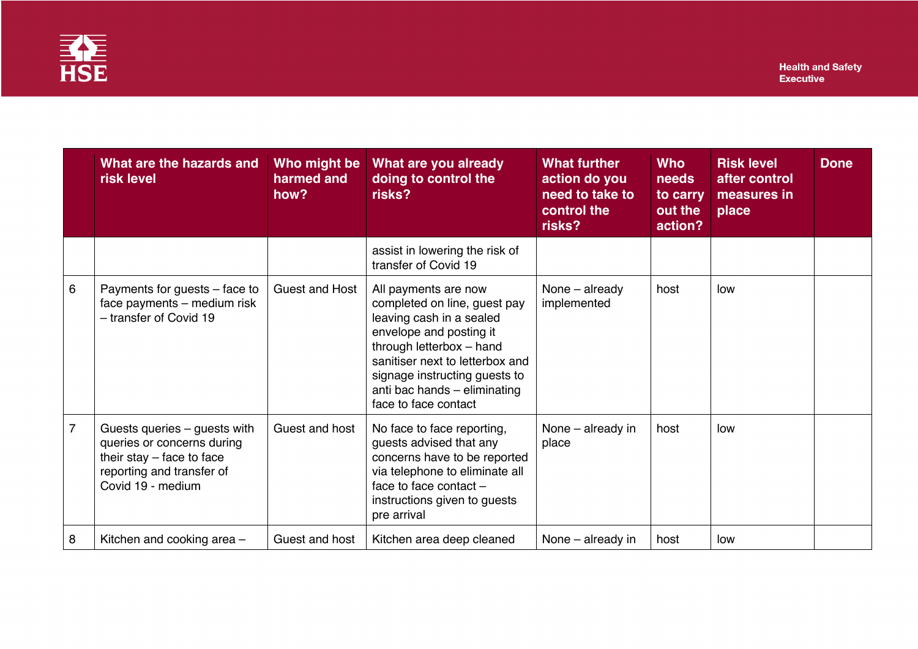| | What are the hazards and risk level | Who might be harmed and how? | What are you already doing to control the risks? | What further action do you need to take to control the risks? | Who needs to carry out the action? | Risk level after control measures in place | Done |
|---|---|---|---|---|---|---|---|
| | | | assist in lowering the risk of transfer of Covid 19 | | | | |
| 6 | Payments for guests – face to face payments – medium risk – transfer of Covid 19 | Guest and Host | All payments are now completed on line, guest pay leaving cash in a sealed envelope and posting it through letterbox – hand sanitiser next to letterbox and signage instructing guests to anti bac hands – eliminating face to face contact | None – already implemented | host | low | |
| 7 | Guests queries – guests with queries or concerns during their stay – face to face reporting and transfer of Covid 19 - medium | Guest and host | No face to face reporting, guests advised that any concerns have to be reported via telephone to eliminate all face to face contact – instructions given to guests pre arrival | None – already in place | host | low | |
| 8 | Kitchen and cooking area – | Guest and host | Kitchen area deep cleaned | None – already in | host | low | |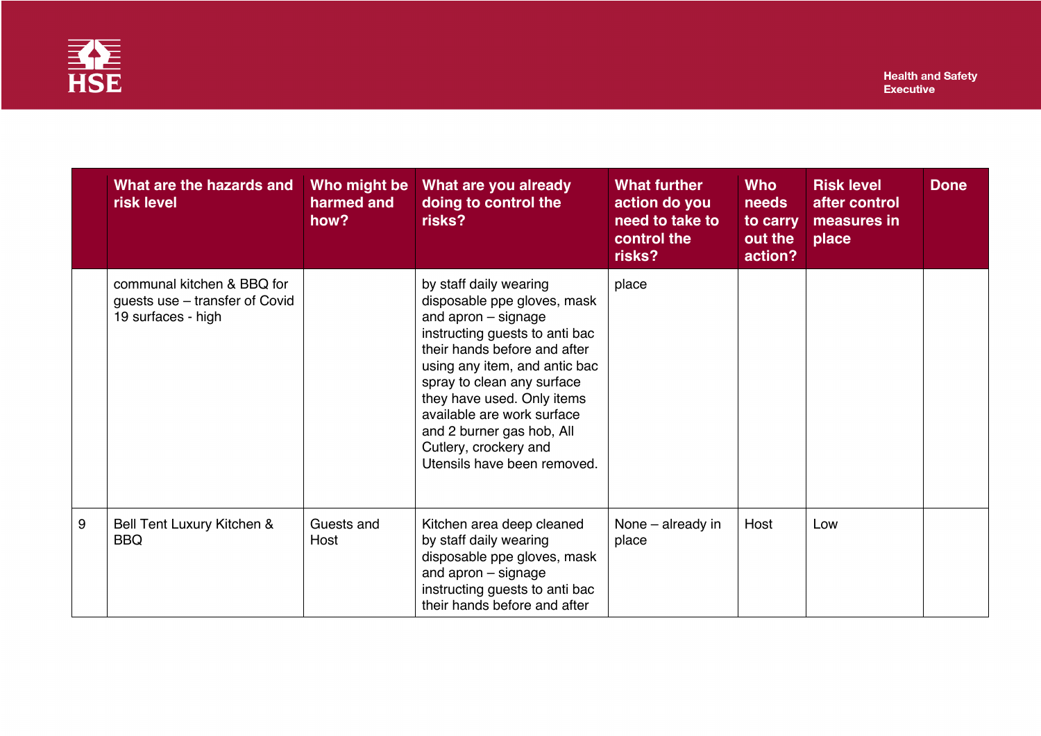| | What are the hazards and risk level | Who might be harmed and how? | What are you already doing to control the risks? | What further action do you need to take to control the risks? | Who needs to carry out the action? | Risk level after control measures in place | Done |
|---|---|---|---|---|---|---|---|
| | communal kitchen & BBQ for guests use – transfer of Covid 19 surfaces - high | | by staff daily wearing disposable ppe gloves, mask and apron – signage instructing guests to anti bac their hands before and after using any item, and antic bac spray to clean any surface they have used. Only items available are work surface and 2 burner gas hob, All Cutlery, crockery and Utensils have been removed. | place | | | |
| 9 | Bell Tent Luxury Kitchen & BBQ | Guests and Host | Kitchen area deep cleaned by staff daily wearing disposable ppe gloves, mask and apron – signage instructing guests to anti bac their hands before and after | None – already in place | Host | Low | |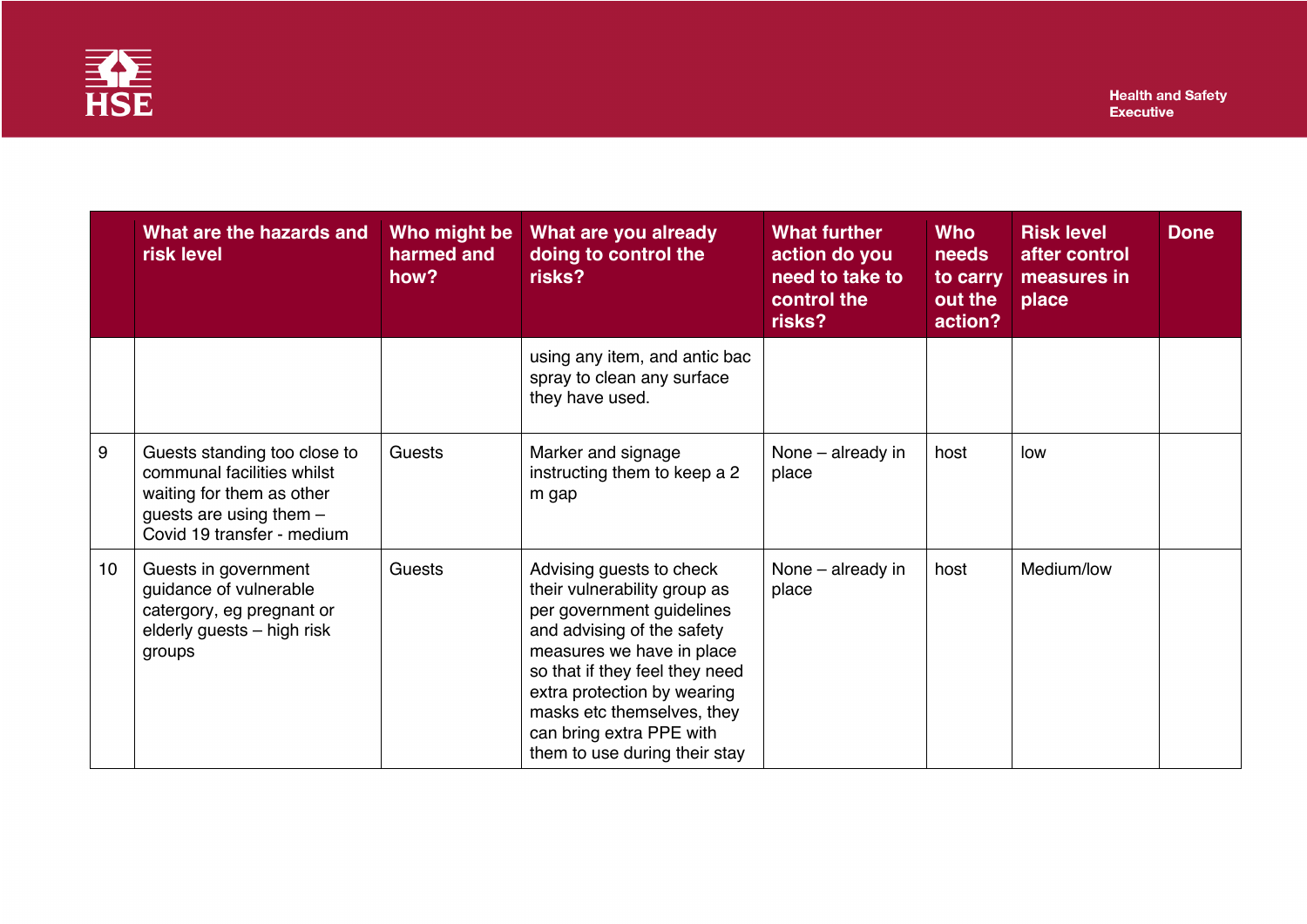| | What are the hazards and risk level | Who might be harmed and how? | What are you already doing to control the risks? | What further action do you need to take to control the risks? | Who needs to carry out the action? | Risk level after control measures in place | Done |
|---|---|---|---|---|---|---|---|
| | | | using any item, and antic bac spray to clean any surface they have used. | | | | |
| 9 | Guests standing too close to communal facilities whilst waiting for them as other guests are using them – Covid 19 transfer - medium | Guests | Marker and signage instructing them to keep a 2 m gap | None – already in place | host | low | |
| 10 | Guests in government guidance of vulnerable catergory, eg pregnant or elderly guests – high risk groups | Guests | Advising guests to check their vulnerability group as per government guidelines and advising of the safety measures we have in place so that if they feel they need extra protection by wearing masks etc themselves, they can bring extra PPE with them to use during their stay | None – already in place | host | Medium/low | |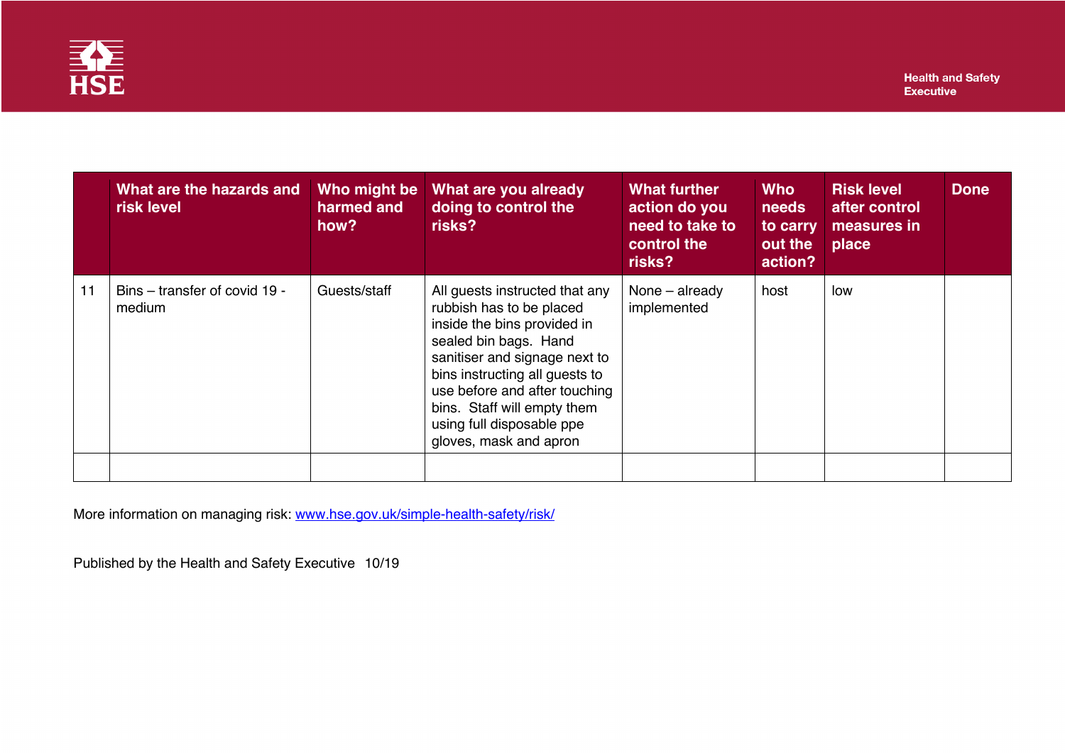| | What are the hazards and risk level | Who might be harmed and how? | What are you already doing to control the risks? | What further action do you need to take to control the risks? | Who needs to carry out the action? | Risk level after control measures in place | Done |
|---|---|---|---|---|---|---|---|
| 11 | Bins – transfer of covid 19 - medium | Guests/staff | All guests instructed that any rubbish has to be placed inside the bins provided in sealed bin bags. Hand sanitiser and signage next to bins instructing all guests to use before and after touching bins. Staff will empty them using full disposable ppe gloves, mask and apron | None – already implemented | host | low | |
| | | | | | | | |

More information on managing risk: [www.hse.gov.uk/simple-health-safety/risk/](http://www.hse.gov.uk/simple-health-safety/risk/)

Published by the Health and Safety Executive 10/19